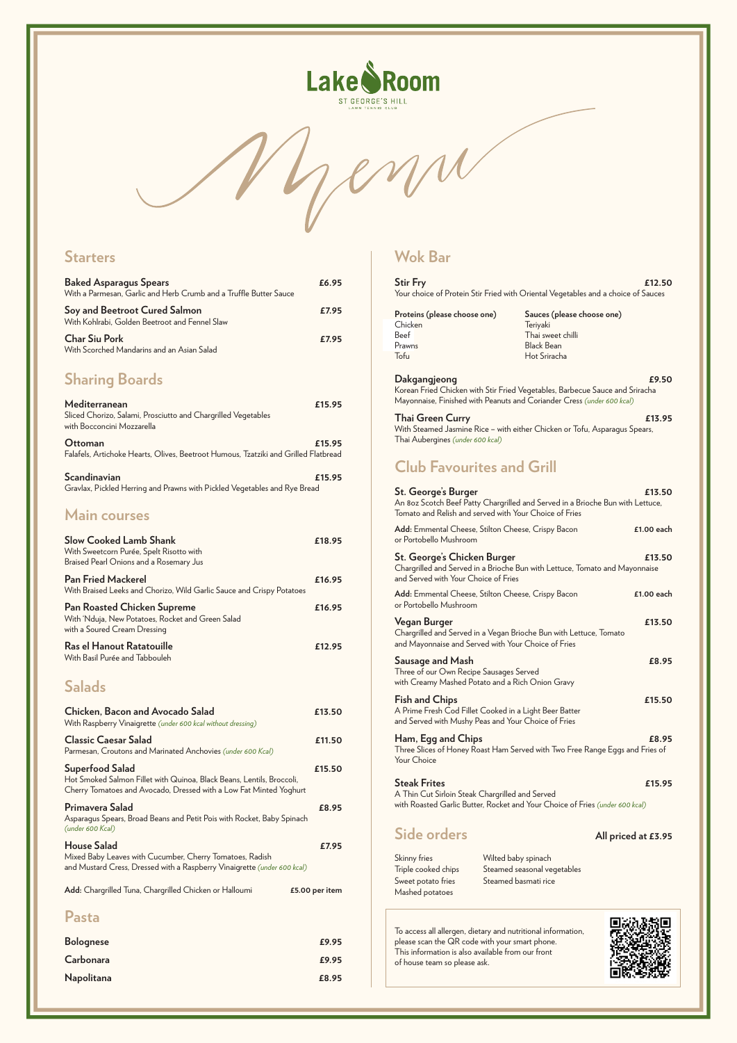# Lake Room

ST GEORGE'S HILL

LAWN TENNIS CLUB

# Menu

## Starters

**Baked Asparagus Spears** — **£6.95**
With a Parmesan, Garlic and Herb Crumb and a Truffle Butter Sauce

**Soy and Beetroot Cured Salmon** — **£7.95**
With Kohlrabi, Golden Beetroot and Fennel Slaw

**Char Siu Pork** — **£7.95**
With Scorched Mandarins and an Asian Salad

## Sharing Boards

**Mediterranean** — **£15.95**
Sliced Chorizo, Salami, Prosciutto and Chargrilled Vegetables with Bocconcini Mozzarella

**Ottoman** — **£15.95**
Falafels, Artichoke Hearts, Olives, Beetroot Humous, Tzatziki and Grilled Flatbread

**Scandinavian** — **£15.95**
Gravlax, Pickled Herring and Prawns with Pickled Vegetables and Rye Bread

## Main courses

**Slow Cooked Lamb Shank** — **£18.95**
With Sweetcorn Purée, Spelt Risotto with Braised Pearl Onions and a Rosemary Jus

**Pan Fried Mackerel** — **£16.95**
With Braised Leeks and Chorizo, Wild Garlic Sauce and Crispy Potatoes

**Pan Roasted Chicken Supreme** — **£16.95**
With 'Nduja, New Potatoes, Rocket and Green Salad with a Soured Cream Dressing

**Ras el Hanout Ratatouille** — **£12.95**
With Basil Purée and Tabbouleh

## Salads

**Chicken, Bacon and Avocado Salad** — **£13.50**
With Raspberry Vinaigrette *(under 600 kcal without dressing)*

**Classic Caesar Salad** — **£11.50**
Parmesan, Croutons and Marinated Anchovies *(under 600 Kcal)*

**Superfood Salad** — **£15.50**
Hot Smoked Salmon Fillet with Quinoa, Black Beans, Lentils, Broccoli, Cherry Tomatoes and Avocado, Dressed with a Low Fat Minted Yoghurt

**Primavera Salad** — **£8.95**
Asparagus Spears, Broad Beans and Petit Pois with Rocket, Baby Spinach *(under 600 Kcal)*

**House Salad** — **£7.95**
Mixed Baby Leaves with Cucumber, Cherry Tomatoes, Radish and Mustard Cress, Dressed with a Raspberry Vinaigrette *(under 600 kcal)*

**Add:** Chargrilled Tuna, Chargrilled Chicken or Halloumi — **£5.00 per item**

## Pasta

**Bolognese** — **£9.95**

**Carbonara** — **£9.95**

**Napolitana** — **£8.95**

## Wok Bar

**Stir Fry** — **£12.50**
Your choice of Protein Stir Fried with Oriental Vegetables and a choice of Sauces

| Proteins (please choose one) | Sauces (please choose one) |
| --- | --- |
| Chicken | Teriyaki |
| Beef | Thai sweet chilli |
| Prawns | Black Bean |
| Tofu | Hot Sriracha |

**Dakgangjeong** — **£9.50**
Korean Fried Chicken with Stir Fried Vegetables, Barbecue Sauce and Sriracha Mayonnaise, Finished with Peanuts and Coriander Cress *(under 600 kcal)*

**Thai Green Curry** — **£13.95**
With Steamed Jasmine Rice – with either Chicken or Tofu, Asparagus Spears, Thai Aubergines *(under 600 kcal)*

## Club Favourites and Grill

**St. George's Burger** — **£13.50**
An 8oz Scotch Beef Patty Chargrilled and Served in a Brioche Bun with Lettuce, Tomato and Relish and served with Your Choice of Fries

**Add:** Emmental Cheese, Stilton Cheese, Crispy Bacon or Portobello Mushroom — **£1.00 each**

**St. George's Chicken Burger** — **£13.50**
Chargrilled and Served in a Brioche Bun with Lettuce, Tomato and Mayonnaise and Served with Your Choice of Fries

**Add:** Emmental Cheese, Stilton Cheese, Crispy Bacon or Portobello Mushroom — **£1.00 each**

**Vegan Burger** — **£13.50**
Chargrilled and Served in a Vegan Brioche Bun with Lettuce, Tomato and Mayonnaise and Served with Your Choice of Fries

**Sausage and Mash** — **£8.95**
Three of our Own Recipe Sausages Served with Creamy Mashed Potato and a Rich Onion Gravy

**Fish and Chips** — **£15.50**
A Prime Fresh Cod Fillet Cooked in a Light Beer Batter and Served with Mushy Peas and Your Choice of Fries

**Ham, Egg and Chips** — **£8.95**
Three Slices of Honey Roast Ham Served with Two Free Range Eggs and Fries of Your Choice

**Steak Frites** — **£15.95**
A Thin Cut Sirloin Steak Chargrilled and Served with Roasted Garlic Butter, Rocket and Your Choice of Fries *(under 600 kcal)*

## Side orders

**All priced at £3.95**

- Skinny fries
- Triple cooked chips
- Sweet potato fries
- Mashed potatoes
- Wilted baby spinach
- Steamed seasonal vegetables
- Steamed basmati rice

To access all allergen, dietary and nutritional information, please scan the QR code with your smart phone. This information is also available from our front of house team so please ask.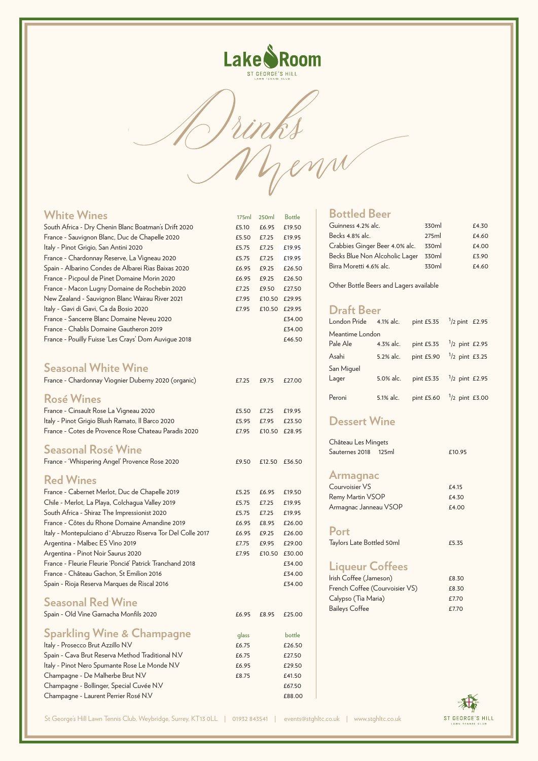# Lake Room

ST GEORGE'S HILL
LAWN TENNIS CLUB

# Drinks Menu

## White Wines

| | 175ml | 250ml | Bottle |
|---|---|---|---|
| South Africa - Dry Chenin Blanc Boatman's Drift 2020 | £5.10 | £6.95 | £19.50 |
| France - Sauvignon Blanc, Duc de Chapelle 2020 | £5.50 | £7.25 | £19.95 |
| Italy - Pinot Grigio, San Antini 2020 | £5.75 | £7.25 | £19.95 |
| France - Chardonnay Reserve, La Vigneau 2020 | £5.75 | £7.25 | £19.95 |
| Spain - Albarino Condes de Albarei Rias Baixas 2020 | £6.95 | £9.25 | £26.50 |
| France - Picpoul de Pinet Domaine Morin 2020 | £6.95 | £9.25 | £26.50 |
| France - Macon Lugny Domaine de Rochebin 2020 | £7.25 | £9.50 | £27.50 |
| New Zealand - Sauvignon Blanc Wairau River 2021 | £7.95 | £10.50 | £29.95 |
| Italy - Gavi di Gavi, Ca da Bosio 2020 | £7.95 | £10.50 | £29.95 |
| France - Sancerre Blanc Domaine Neveu 2020 | | | £34.00 |
| France - Chablis Domaine Gautheron 2019 | | | £34.00 |
| France - Pouilly Fuisse 'Les Crays' Dom Auvigue 2018 | | | £46.50 |

## Seasonal White Wine

| | | | |
|---|---|---|---|
| France - Chardonnay Viognier Duberny 2020 (organic) | £7.25 | £9.75 | £27.00 |

## Rosé Wines

| | | | |
|---|---|---|---|
| France - Cinsault Rose La Vigneau 2020 | £5.50 | £7.25 | £19.95 |
| Italy - Pinot Grigio Blush Ramato, Il Barco 2020 | £5.95 | £7.95 | £23.50 |
| France - Cotes de Provence Rose Chateau Paradis 2020 | £7.95 | £10.50 | £28.95 |

## Seasonal Rosé Wine

| | | | |
|---|---|---|---|
| France - 'Whispering Angel' Provence Rose 2020 | £9.50 | £12.50 | £36.50 |

## Red Wines

| | | | |
|---|---|---|---|
| France - Cabernet Merlot, Duc de Chapelle 2019 | £5.25 | £6.95 | £19.50 |
| Chile - Merlot, La Playa, Colchagua Valley 2019 | £5.75 | £7.25 | £19.95 |
| South Africa - Shiraz The Impressionist 2020 | £5.75 | £7.25 | £19.95 |
| France - Côtes du Rhone Domaine Amandine 2019 | £6.95 | £8.95 | £26.00 |
| Italy - Montepulciano d`Abruzzo Riserva Tor Del Colle 2017 | £6.95 | £9.25 | £26.00 |
| Argentina - Malbec ES Vino 2019 | £7.75 | £9.95 | £29.00 |
| Argentina - Pinot Noir Saurus 2020 | £7.95 | £10.50 | £30.00 |
| France - Fleurie Fleurie 'Poncié' Patrick Tranchand 2018 | | | £34.00 |
| France - Château Gachon, St Emilion 2016 | | | £34.00 |
| Spain - Rioja Reserva Marques de Riscal 2016 | | | £34.00 |

## Seasonal Red Wine

| | | | |
|---|---|---|---|
| Spain - Old Vine Garnacha Monfils 2020 | £6.95 | £8.95 | £25.00 |

## Sparkling Wine & Champagne

| | glass | bottle |
|---|---|---|
| Italy - Prosecco Brut Azzillo N.V | £6.75 | £26.50 |
| Spain - Cava Brut Reserva Method Traditional N.V | £6.75 | £27.50 |
| Italy - Pinot Nero Spumante Rose Le Monde N.V | £6.95 | £29.50 |
| Champagne - De Malherbe Brut N.V | £8.75 | £41.50 |
| Champagne - Bollinger, Special Cuvée N.V | | £67.50 |
| Champagne - Laurent Perrier Rosé N.V | | £88.00 |

## Bottled Beer

| | | |
|---|---|---|
| Guinness 4.2% alc. | 330ml | £4.30 |
| Becks 4.8% alc. | 275ml | £4.60 |
| Crabbies Ginger Beer 4.0% alc. | 330ml | £4.00 |
| Becks Blue Non Alcoholic Lager | 330ml | £3.90 |
| Birra Moretti 4.6% alc. | 330ml | £4.60 |

Other Bottle Beers and Lagers available

## Draft Beer

| | | | |
|---|---|---|---|
| London Pride | 4.1% alc. | pint £5.35 | 1/2 pint £2.95 |
| Meantime London Pale Ale | 4.3% alc. | pint £5.35 | 1/2 pint £2.95 |
| Asahi | 5.2% alc. | pint £5.90 | 1/2 pint £3.25 |
| San Miguel Lager | 5.0% alc. | pint £5.35 | 1/2 pint £2.95 |
| Peroni | 5.1% alc. | pint £5.60 | 1/2 pint £3.00 |

## Dessert Wine

| | |
|---|---|
| Château Les Mingets Sauternes 2018 125ml | £10.95 |

## Armagnac

| | |
|---|---|
| Courvoisier VS | £4.15 |
| Remy Martin VSOP | £4.30 |
| Armagnac Janneau VSOP | £4.00 |

## Port

| | |
|---|---|
| Taylors Late Bottled 50ml | £5.35 |

## Liqueur Coffees

| | |
|---|---|
| Irish Coffee (Jameson) | £8.30 |
| French Coffee (Courvoisier VS) | £8.30 |
| Calypso (Tia Maria) | £7.70 |
| Baileys Coffee | £7.70 |

St George's Hill Lawn Tennis Club, Weybridge, Surrey, KT13 0LL | 01932 843541 | events@stghltc.co.uk | www.stghltc.co.uk

ST GEORGE'S HILL
LAWN TENNIS CLUB